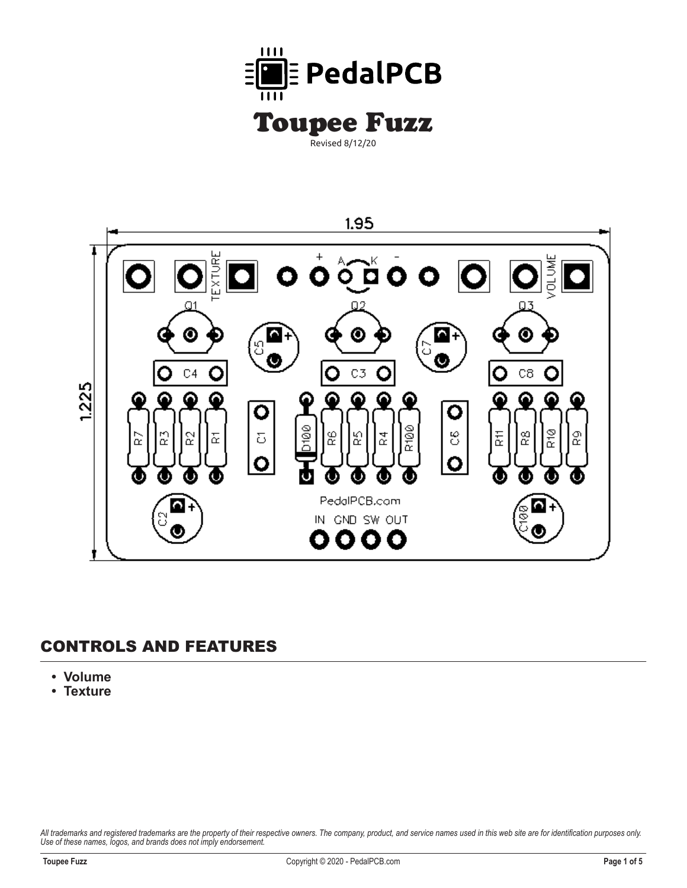# Toupee Fuzz

Revised 8/12/20

## CONTROLS AND FEATURES

- **Volume**
- **Texture**

*All trademarks and registered trademarks are the property of their respective owners. The company, product, and service names used in this web site are for identification purposes only. Use of these names, logos, and brands does not imply endorsement.*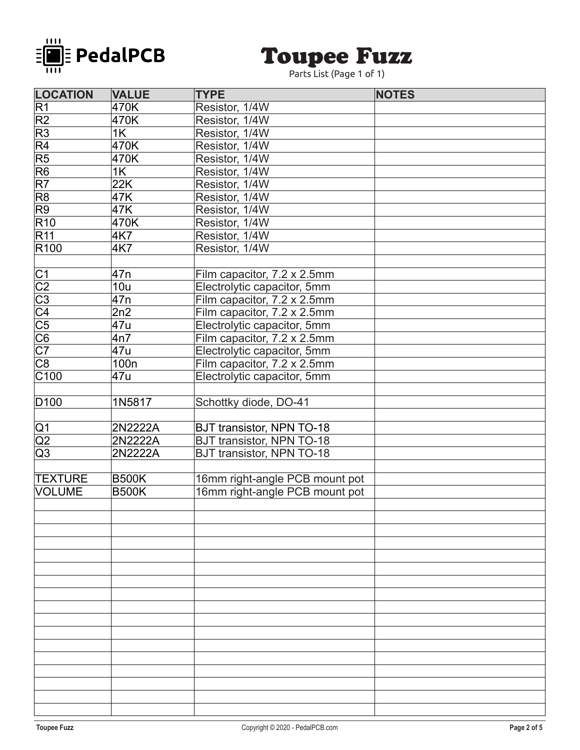# Toupee Fuzz

Parts List (Page 1 of 1)

| LOCATION | VALUE | TYPE | NOTES |
|---|---|---|---|
| R1 | 470K | Resistor, 1/4W | |
| R2 | 470K | Resistor, 1/4W | |
| R3 | 1K | Resistor, 1/4W | |
| R4 | 470K | Resistor, 1/4W | |
| R5 | 470K | Resistor, 1/4W | |
| R6 | 1K | Resistor, 1/4W | |
| R7 | 22K | Resistor, 1/4W | |
| R8 | 47K | Resistor, 1/4W | |
| R9 | 47K | Resistor, 1/4W | |
| R10 | 470K | Resistor, 1/4W | |
| R11 | 4K7 | Resistor, 1/4W | |
| R100 | 4K7 | Resistor, 1/4W | |
| | | | |
| C1 | 47n | Film capacitor, 7.2 x 2.5mm | |
| C2 | 10u | Electrolytic capacitor, 5mm | |
| C3 | 47n | Film capacitor, 7.2 x 2.5mm | |
| C4 | 2n2 | Film capacitor, 7.2 x 2.5mm | |
| C5 | 47u | Electrolytic capacitor, 5mm | |
| C6 | 4n7 | Film capacitor, 7.2 x 2.5mm | |
| C7 | 47u | Electrolytic capacitor, 5mm | |
| C8 | 100n | Film capacitor, 7.2 x 2.5mm | |
| C100 | 47u | Electrolytic capacitor, 5mm | |
| | | | |
| D100 | 1N5817 | Schottky diode, DO-41 | |
| | | | |
| Q1 | 2N2222A | BJT transistor, NPN TO-18 | |
| Q2 | 2N2222A | BJT transistor, NPN TO-18 | |
| Q3 | 2N2222A | BJT transistor, NPN TO-18 | |
| | | | |
| TEXTURE | B500K | 16mm right-angle PCB mount pot | |
| VOLUME | B500K | 16mm right-angle PCB mount pot | |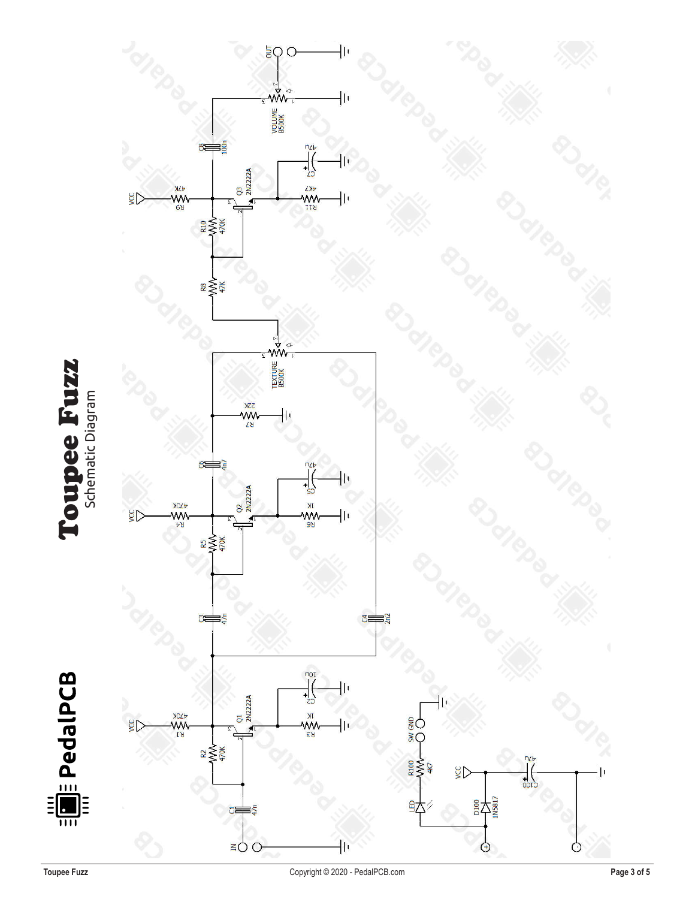# Toupee Fuzz

Schematic Diagram

PedalPCB

VCC R1 470K, R2 470K, Q1 2N2222A, R3 1K, C2 10u, C1 47n, IN

C3 47n, C4 2n2, VCC R4 470K, R5 470K, Q2 2N2222A, R6 1K, C5 47u, C6 4n7, R7 22K, TEXTURE B500K

R8 47K, R10 470K, VCC R9 47K, Q3 2N2222A, R11 4K7, C7 47u, C8 100n, VOLUME B500K, OUT

LED, R100 4K7, SW GND, VCC, D100 1N5817, C100 47u, +, -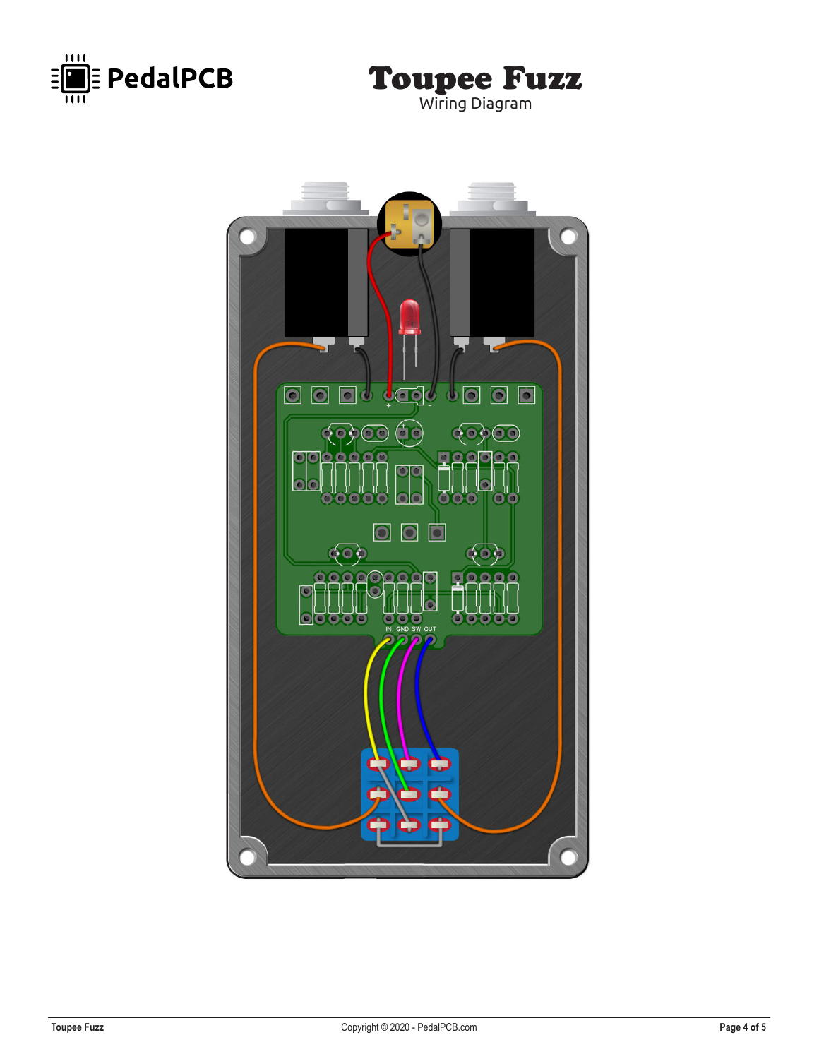# Toupee Fuzz

Wiring Diagram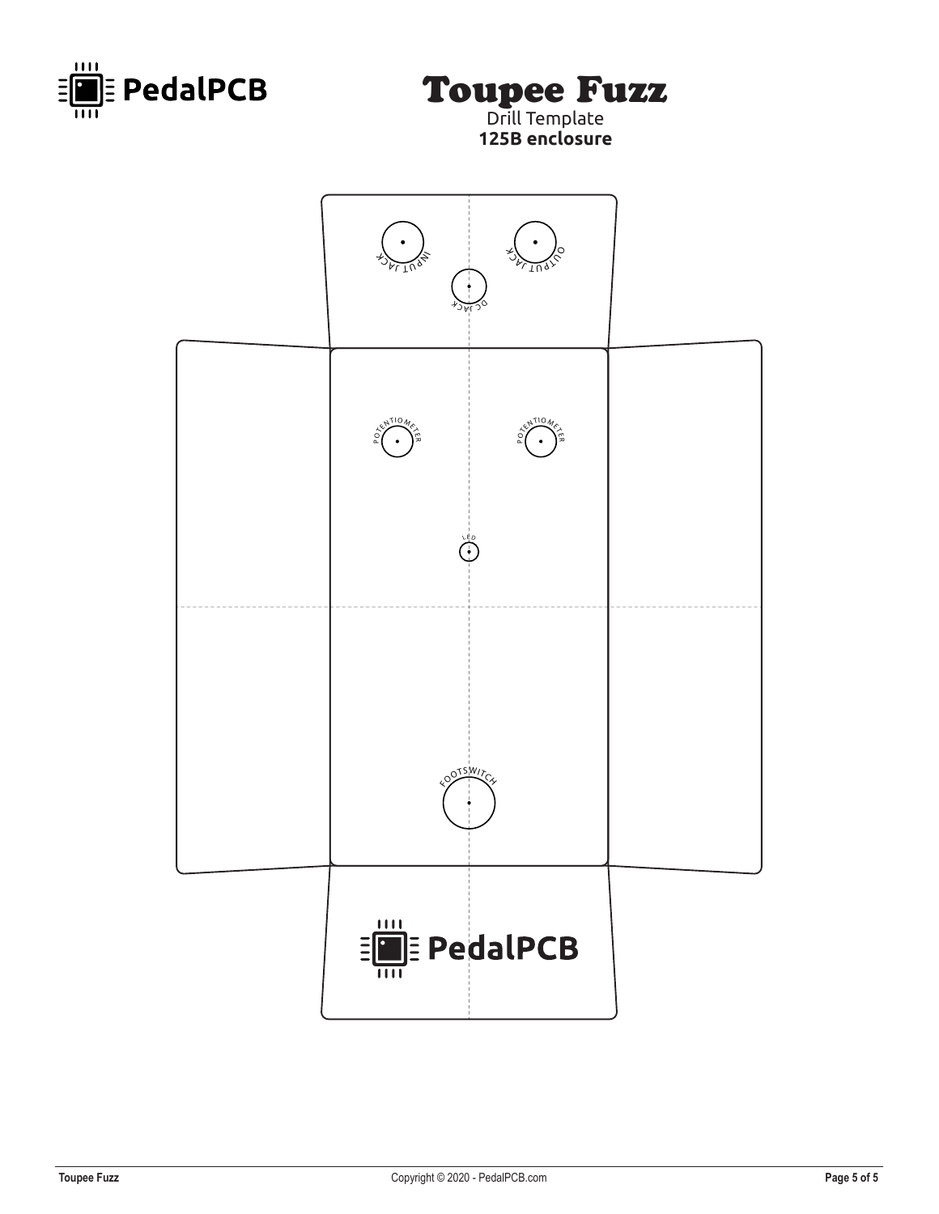PedalPCB

# Toupee Fuzz

Drill Template

**125B enclosure**

INPUT JACK

OUTPUT JACK

DC JACK

POTENTIOMETER

POTENTIOMETER

LED

FOOTSWITCH

PedalPCB

Copyright © 2020 - PedalPCB.com